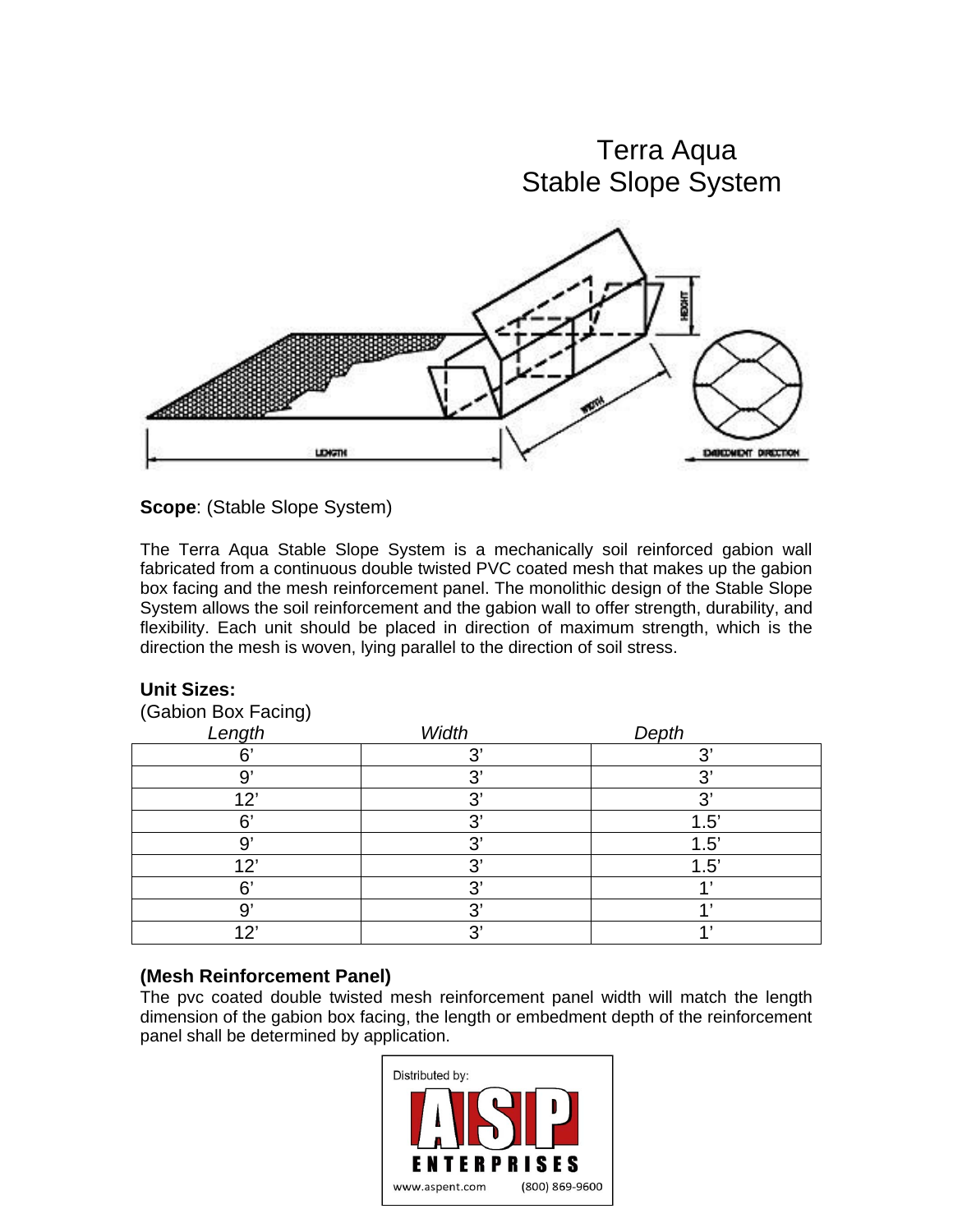# Terra Aqua
# Stable Slope System

HEIGHT

WIDTH

LENGTH

EMBEDMENT DIRECTION

**Scope**: (Stable Slope System)

The Terra Aqua Stable Slope System is a mechanically soil reinforced gabion wall fabricated from a continuous double twisted PVC coated mesh that makes up the gabion box facing and the mesh reinforcement panel. The monolithic design of the Stable Slope System allows the soil reinforcement and the gabion wall to offer strength, durability, and flexibility. Each unit should be placed in direction of maximum strength, which is the direction the mesh is woven, lying parallel to the direction of soil stress.

**Unit Sizes:**

(Gabion Box Facing)

| *Length* | *Width* | *Depth* |
|---|---|---|
| 6’ | 3’ | 3’ |
| 9’ | 3’ | 3’ |
| 12’ | 3’ | 3’ |
| 6’ | 3’ | 1.5’ |
| 9’ | 3’ | 1.5’ |
| 12’ | 3’ | 1.5’ |
| 6’ | 3’ | 1’ |
| 9’ | 3’ | 1’ |
| 12’ | 3’ | 1’ |

**(Mesh Reinforcement Panel)**

The pvc coated double twisted mesh reinforcement panel width will match the length dimension of the gabion box facing, the length or embedment depth of the reinforcement panel shall be determined by application.

Distributed by:

ASP ENTERPRISES

www.aspent.com (800) 869-9600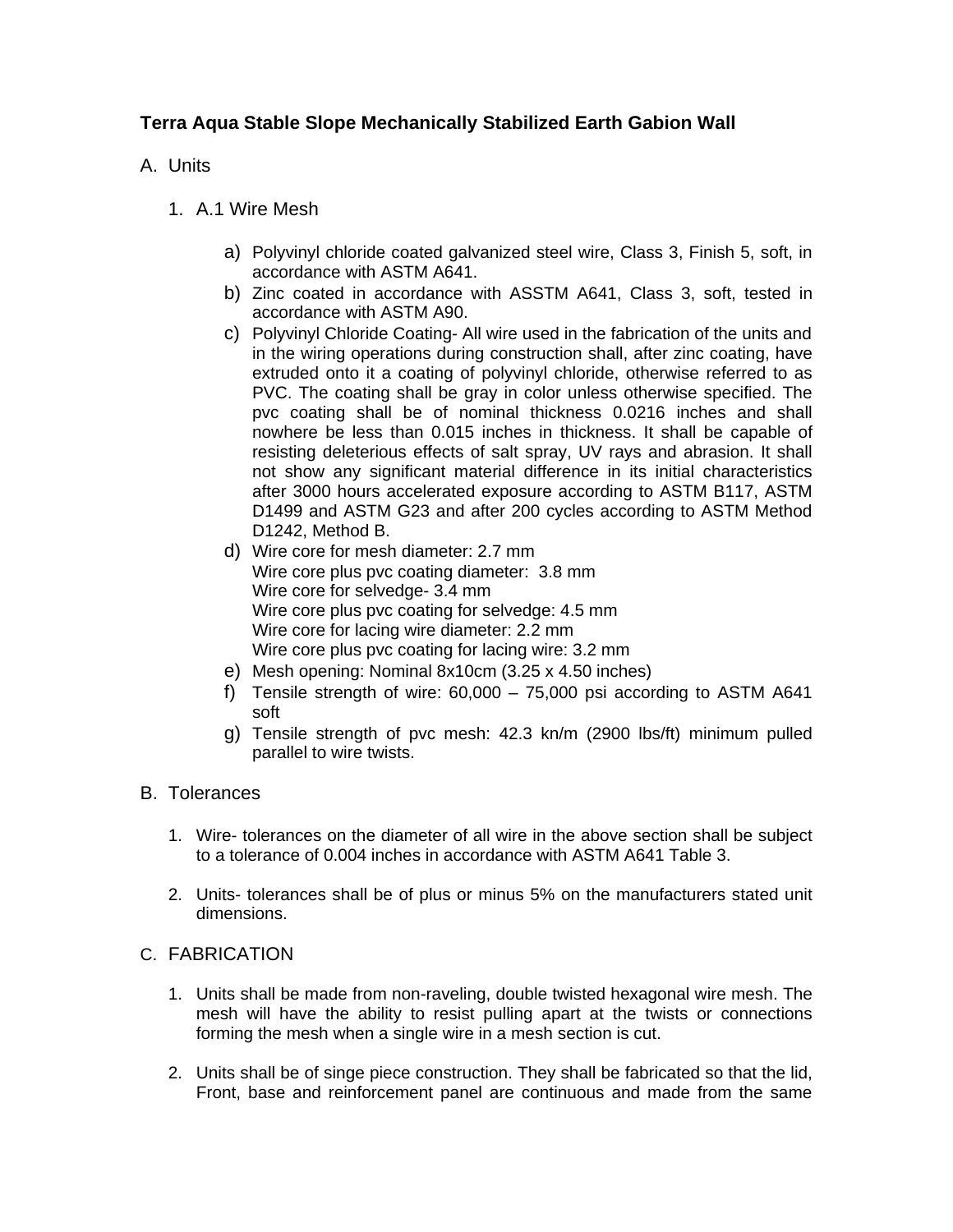**Terra Aqua Stable Slope Mechanically Stabilized Earth Gabion Wall**

A. Units

1. A.1 Wire Mesh

   a) Polyvinyl chloride coated galvanized steel wire, Class 3, Finish 5, soft, in accordance with ASTM A641.
   b) Zinc coated in accordance with ASSTM A641, Class 3, soft, tested in accordance with ASTM A90.
   c) Polyvinyl Chloride Coating- All wire used in the fabrication of the units and in the wiring operations during construction shall, after zinc coating, have extruded onto it a coating of polyvinyl chloride, otherwise referred to as PVC. The coating shall be gray in color unless otherwise specified. The pvc coating shall be of nominal thickness 0.0216 inches and shall nowhere be less than 0.015 inches in thickness. It shall be capable of resisting deleterious effects of salt spray, UV rays and abrasion. It shall not show any significant material difference in its initial characteristics after 3000 hours accelerated exposure according to ASTM B117, ASTM D1499 and ASTM G23 and after 200 cycles according to ASTM Method D1242, Method B.
   d) Wire core for mesh diameter: 2.7 mm
      Wire core plus pvc coating diameter: 3.8 mm
      Wire core for selvedge- 3.4 mm
      Wire core plus pvc coating for selvedge: 4.5 mm
      Wire core for lacing wire diameter: 2.2 mm
      Wire core plus pvc coating for lacing wire: 3.2 mm
   e) Mesh opening: Nominal 8x10cm (3.25 x 4.50 inches)
   f) Tensile strength of wire: 60,000 – 75,000 psi according to ASTM A641 soft
   g) Tensile strength of pvc mesh: 42.3 kn/m (2900 lbs/ft) minimum pulled parallel to wire twists.

B. Tolerances

1. Wire- tolerances on the diameter of all wire in the above section shall be subject to a tolerance of 0.004 inches in accordance with ASTM A641 Table 3.

2. Units- tolerances shall be of plus or minus 5% on the manufacturers stated unit dimensions.

C. FABRICATION

1. Units shall be made from non-raveling, double twisted hexagonal wire mesh. The mesh will have the ability to resist pulling apart at the twists or connections forming the mesh when a single wire in a mesh section is cut.

2. Units shall be of singe piece construction. They shall be fabricated so that the lid, Front, base and reinforcement panel are continuous and made from the same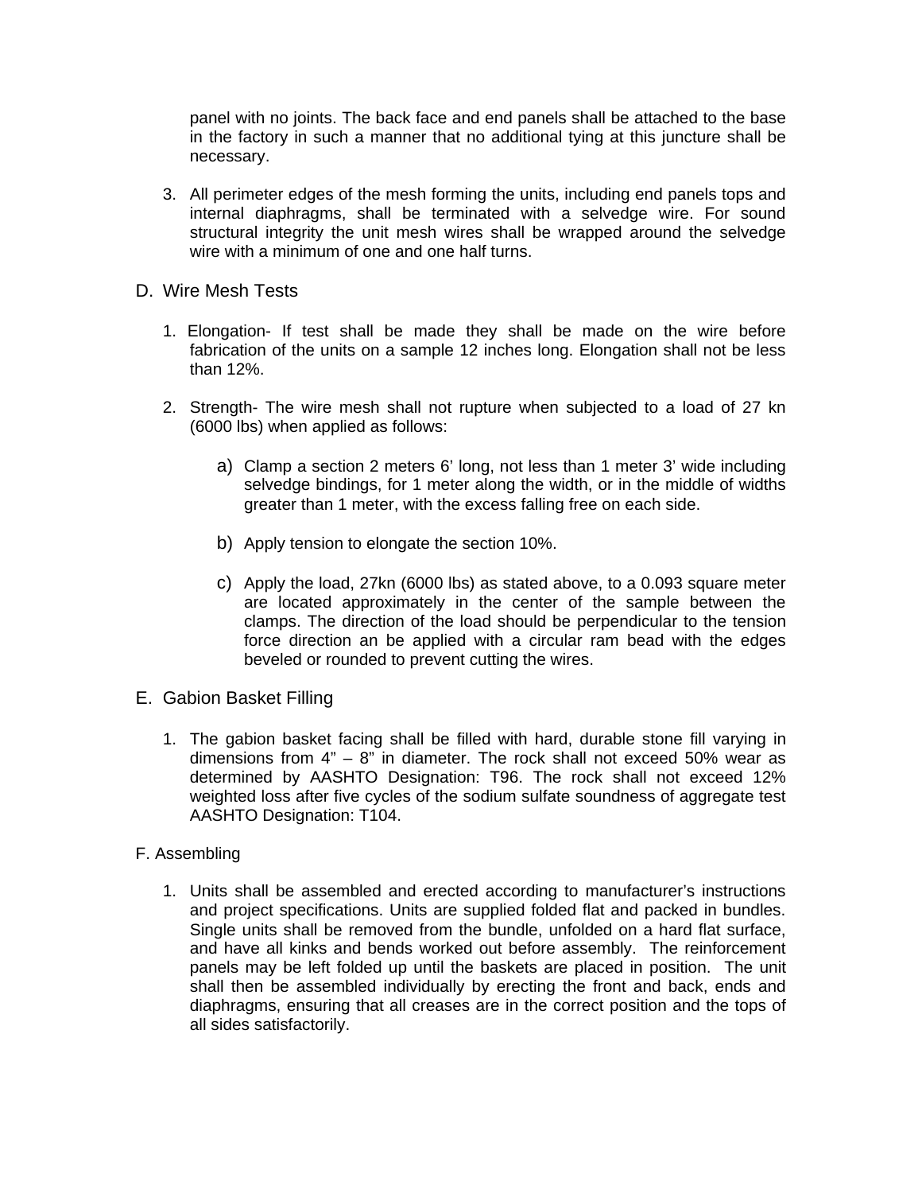panel with no joints. The back face and end panels shall be attached to the base in the factory in such a manner that no additional tying at this juncture shall be necessary.

3. All perimeter edges of the mesh forming the units, including end panels tops and internal diaphragms, shall be terminated with a selvedge wire. For sound structural integrity the unit mesh wires shall be wrapped around the selvedge wire with a minimum of one and one half turns.

## D. Wire Mesh Tests

1. Elongation- If test shall be made they shall be made on the wire before fabrication of the units on a sample 12 inches long. Elongation shall not be less than 12%.

2. Strength- The wire mesh shall not rupture when subjected to a load of 27 kn (6000 lbs) when applied as follows:

   a) Clamp a section 2 meters 6' long, not less than 1 meter 3' wide including selvedge bindings, for 1 meter along the width, or in the middle of widths greater than 1 meter, with the excess falling free on each side.

   b) Apply tension to elongate the section 10%.

   c) Apply the load, 27kn (6000 lbs) as stated above, to a 0.093 square meter are located approximately in the center of the sample between the clamps. The direction of the load should be perpendicular to the tension force direction an be applied with a circular ram bead with the edges beveled or rounded to prevent cutting the wires.

## E. Gabion Basket Filling

1. The gabion basket facing shall be filled with hard, durable stone fill varying in dimensions from 4" – 8" in diameter. The rock shall not exceed 50% wear as determined by AASHTO Designation: T96. The rock shall not exceed 12% weighted loss after five cycles of the sodium sulfate soundness of aggregate test AASHTO Designation: T104.

## F. Assembling

1. Units shall be assembled and erected according to manufacturer's instructions and project specifications. Units are supplied folded flat and packed in bundles. Single units shall be removed from the bundle, unfolded on a hard flat surface, and have all kinks and bends worked out before assembly. The reinforcement panels may be left folded up until the baskets are placed in position. The unit shall then be assembled individually by erecting the front and back, ends and diaphragms, ensuring that all creases are in the correct position and the tops of all sides satisfactorily.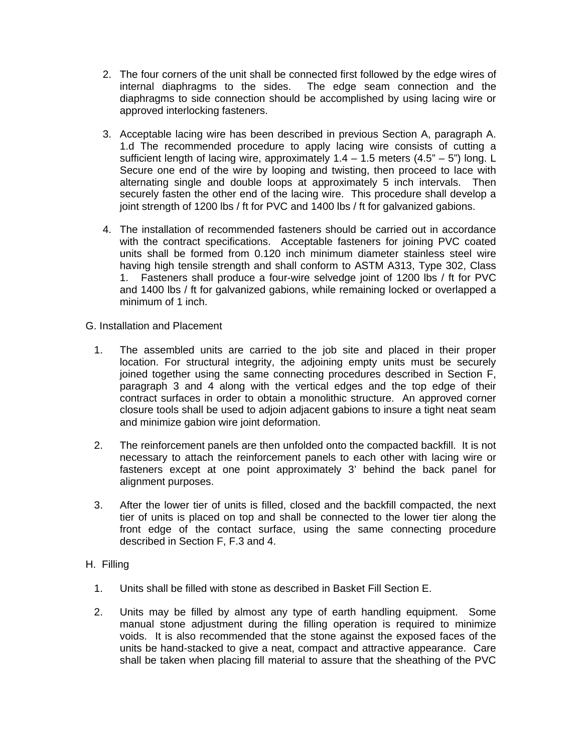2. The four corners of the unit shall be connected first followed by the edge wires of internal diaphragms to the sides. The edge seam connection and the diaphragms to side connection should be accomplished by using lacing wire or approved interlocking fasteners.

3. Acceptable lacing wire has been described in previous Section A, paragraph A. 1.d The recommended procedure to apply lacing wire consists of cutting a sufficient length of lacing wire, approximately 1.4 – 1.5 meters (4.5" – 5") long. L Secure one end of the wire by looping and twisting, then proceed to lace with alternating single and double loops at approximately 5 inch intervals. Then securely fasten the other end of the lacing wire. This procedure shall develop a joint strength of 1200 lbs / ft for PVC and 1400 lbs / ft for galvanized gabions.

4. The installation of recommended fasteners should be carried out in accordance with the contract specifications. Acceptable fasteners for joining PVC coated units shall be formed from 0.120 inch minimum diameter stainless steel wire having high tensile strength and shall conform to ASTM A313, Type 302, Class 1. Fasteners shall produce a four-wire selvedge joint of 1200 lbs / ft for PVC and 1400 lbs / ft for galvanized gabions, while remaining locked or overlapped a minimum of 1 inch.

G. Installation and Placement

1. The assembled units are carried to the job site and placed in their proper location. For structural integrity, the adjoining empty units must be securely joined together using the same connecting procedures described in Section F, paragraph 3 and 4 along with the vertical edges and the top edge of their contract surfaces in order to obtain a monolithic structure. An approved corner closure tools shall be used to adjoin adjacent gabions to insure a tight neat seam and minimize gabion wire joint deformation.

2. The reinforcement panels are then unfolded onto the compacted backfill. It is not necessary to attach the reinforcement panels to each other with lacing wire or fasteners except at one point approximately 3' behind the back panel for alignment purposes.

3. After the lower tier of units is filled, closed and the backfill compacted, the next tier of units is placed on top and shall be connected to the lower tier along the front edge of the contact surface, using the same connecting procedure described in Section F, F.3 and 4.

H. Filling

1. Units shall be filled with stone as described in Basket Fill Section E.

2. Units may be filled by almost any type of earth handling equipment. Some manual stone adjustment during the filling operation is required to minimize voids. It is also recommended that the stone against the exposed faces of the units be hand-stacked to give a neat, compact and attractive appearance. Care shall be taken when placing fill material to assure that the sheathing of the PVC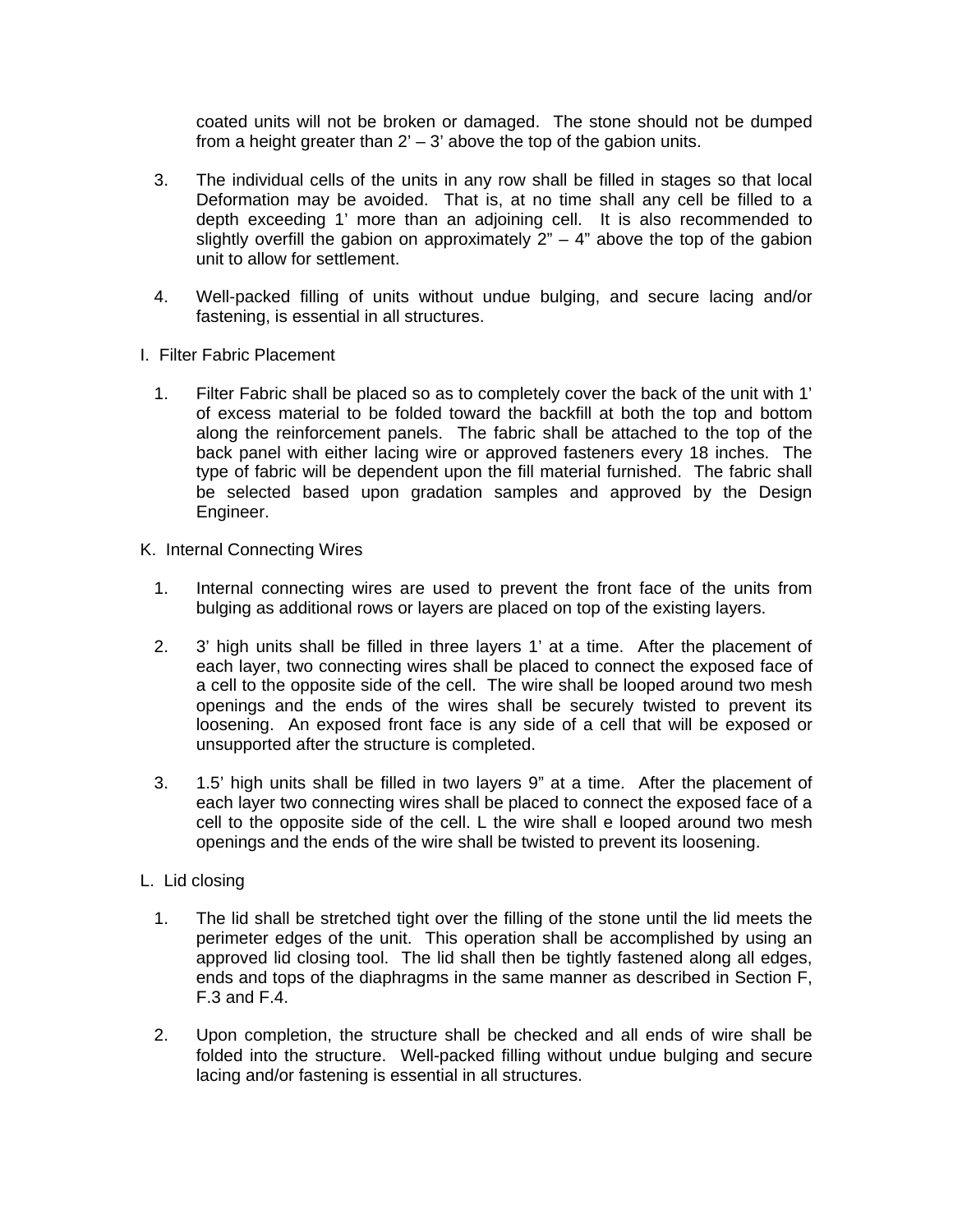coated units will not be broken or damaged. The stone should not be dumped from a height greater than 2' – 3' above the top of the gabion units.

3. The individual cells of the units in any row shall be filled in stages so that local Deformation may be avoided. That is, at no time shall any cell be filled to a depth exceeding 1' more than an adjoining cell. It is also recommended to slightly overfill the gabion on approximately 2" – 4" above the top of the gabion unit to allow for settlement.

4. Well-packed filling of units without undue bulging, and secure lacing and/or fastening, is essential in all structures.

I. Filter Fabric Placement

1. Filter Fabric shall be placed so as to completely cover the back of the unit with 1' of excess material to be folded toward the backfill at both the top and bottom along the reinforcement panels. The fabric shall be attached to the top of the back panel with either lacing wire or approved fasteners every 18 inches. The type of fabric will be dependent upon the fill material furnished. The fabric shall be selected based upon gradation samples and approved by the Design Engineer.

K. Internal Connecting Wires

1. Internal connecting wires are used to prevent the front face of the units from bulging as additional rows or layers are placed on top of the existing layers.

2. 3' high units shall be filled in three layers 1' at a time. After the placement of each layer, two connecting wires shall be placed to connect the exposed face of a cell to the opposite side of the cell. The wire shall be looped around two mesh openings and the ends of the wires shall be securely twisted to prevent its loosening. An exposed front face is any side of a cell that will be exposed or unsupported after the structure is completed.

3. 1.5' high units shall be filled in two layers 9" at a time. After the placement of each layer two connecting wires shall be placed to connect the exposed face of a cell to the opposite side of the cell. L the wire shall e looped around two mesh openings and the ends of the wire shall be twisted to prevent its loosening.

L. Lid closing

1. The lid shall be stretched tight over the filling of the stone until the lid meets the perimeter edges of the unit. This operation shall be accomplished by using an approved lid closing tool. The lid shall then be tightly fastened along all edges, ends and tops of the diaphragms in the same manner as described in Section F, F.3 and F.4.

2. Upon completion, the structure shall be checked and all ends of wire shall be folded into the structure. Well-packed filling without undue bulging and secure lacing and/or fastening is essential in all structures.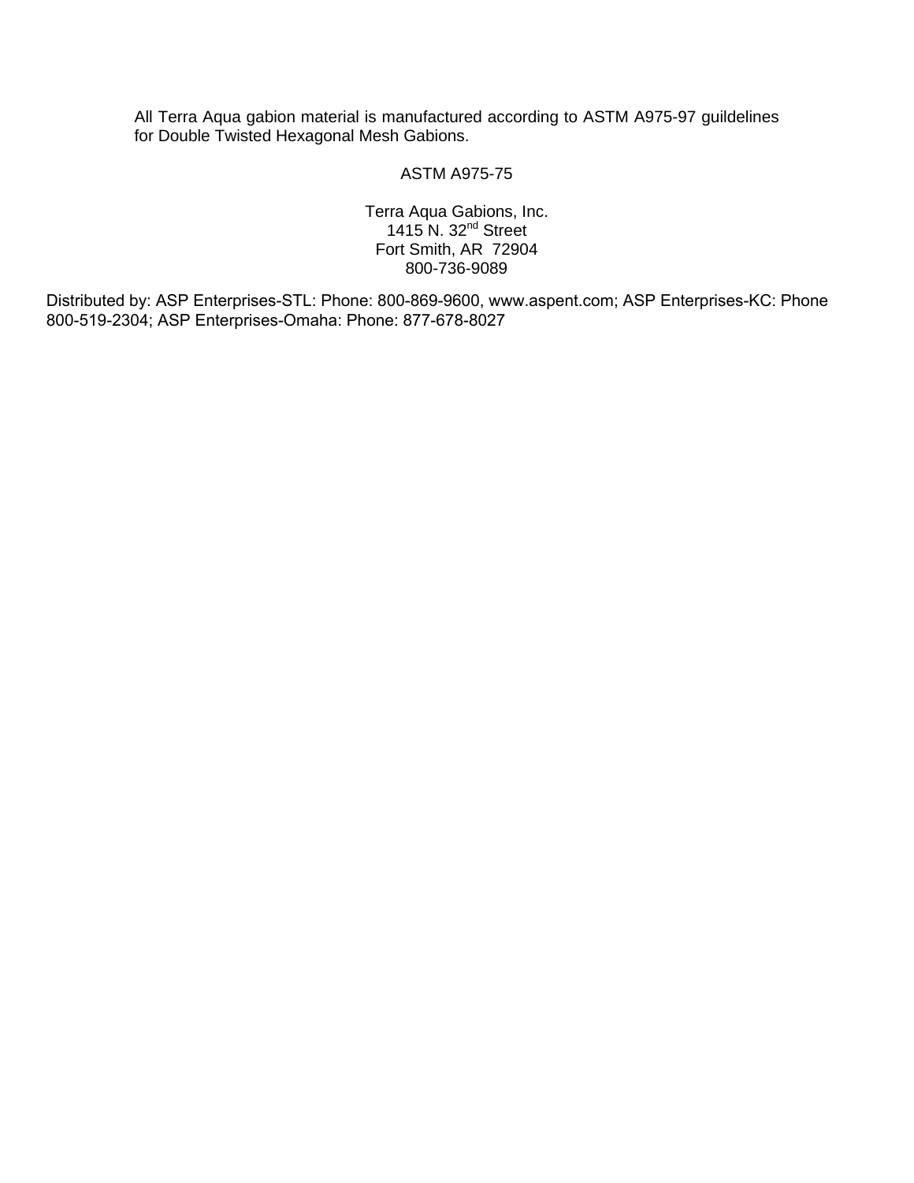All Terra Aqua gabion material is manufactured according to ASTM A975-97 guildelines for Double Twisted Hexagonal Mesh Gabions.

ASTM A975-75

Terra Aqua Gabions, Inc.
1415 N. 32nd Street
Fort Smith, AR 72904
800-736-9089

Distributed by: ASP Enterprises-STL: Phone: 800-869-9600, www.aspent.com; ASP Enterprises-KC: Phone 800-519-2304; ASP Enterprises-Omaha: Phone: 877-678-8027